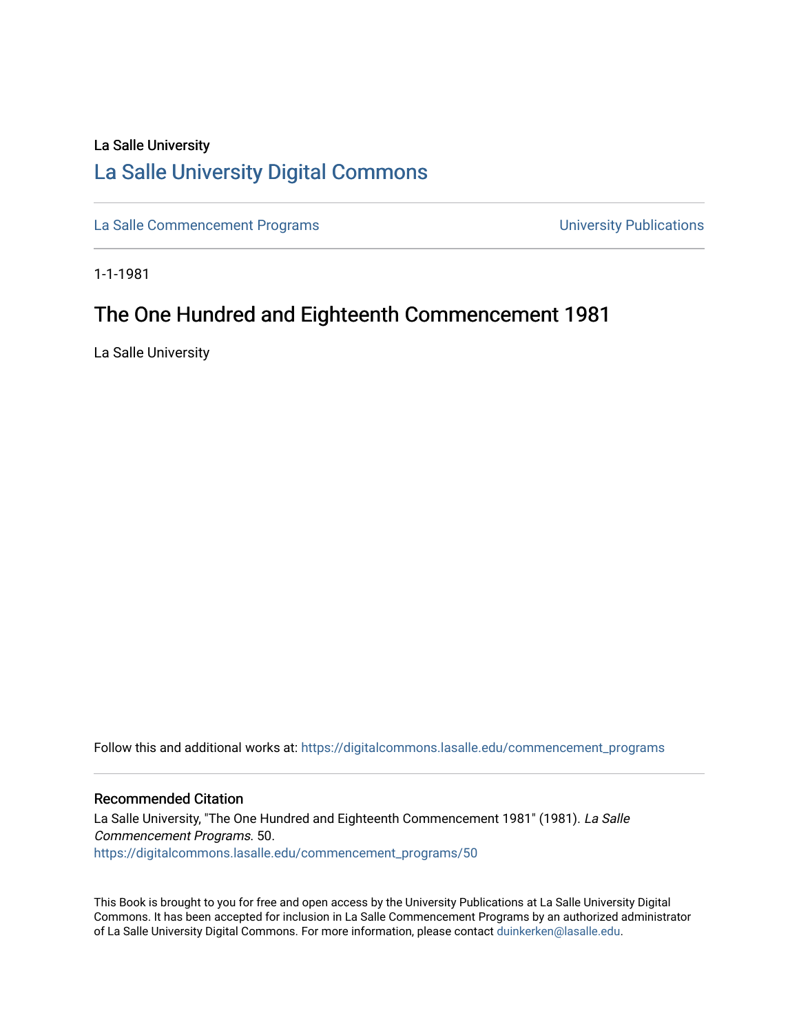La Salle University

# La Salle University Digital Commons

La Salle Commencement Programs | University Publications

1-1-1981

## The One Hundred and Eighteenth Commencement 1981

La Salle University

Follow this and additional works at: https://digitalcommons.lasalle.edu/commencement_programs

### Recommended Citation

La Salle University, "The One Hundred and Eighteenth Commencement 1981" (1981). *La Salle Commencement Programs.* 50.
https://digitalcommons.lasalle.edu/commencement_programs/50

This Book is brought to you for free and open access by the University Publications at La Salle University Digital Commons. It has been accepted for inclusion in La Salle Commencement Programs by an authorized administrator of La Salle University Digital Commons. For more information, please contact duinkerken@lasalle.edu.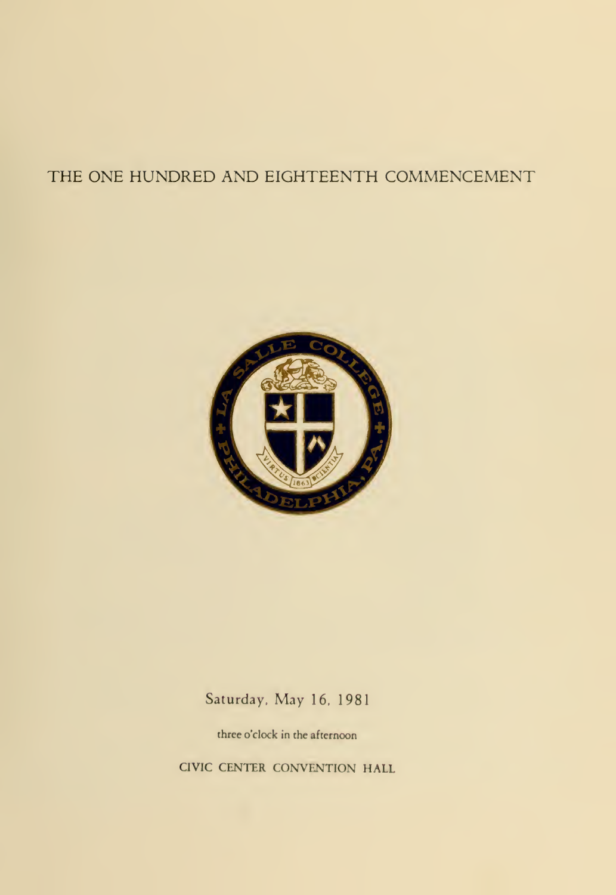# THE ONE HUNDRED AND EIGHTEENTH COMMENCEMENT

Saturday, May 16, 1981

three o'clock in the afternoon

CIVIC CENTER CONVENTION HALL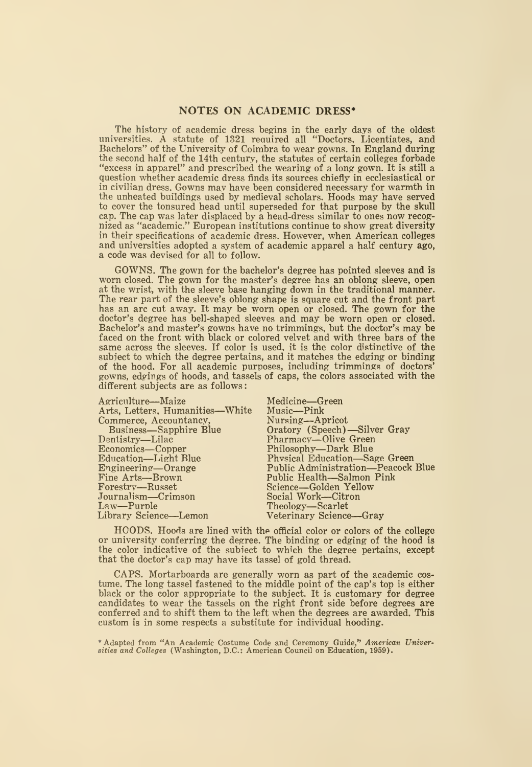## NOTES ON ACADEMIC DRESS*

The history of academic dress begins in the early days of the oldest universities. A statute of 1321 required all "Doctors, Licentiates, and Bachelors" of the University of Coimbra to wear gowns. In England during the second half of the 14th century, the statutes of certain colleges forbade "excess in apparel" and prescribed the wearing of a long gown. It is still a question whether academic dress finds its sources chiefly in ecclesiastical or in civilian dress. Gowns may have been considered necessary for warmth in the unheated buildings used by medieval scholars. Hoods may have served to cover the tonsured head until superseded for that purpose by the skull cap. The cap was later displaced by a head-dress similar to ones now recognized as "academic." European institutions continue to show great diversity in their specifications of academic dress. However, when American colleges and universities adopted a system of academic apparel a half century ago, a code was devised for all to follow.

GOWNS. The gown for the bachelor's degree has pointed sleeves and is worn closed. The gown for the master's degree has an oblong sleeve, open at the wrist, with the sleeve base hanging down in the traditional manner. The rear part of the sleeve's oblong shape is square cut and the front part has an arc cut away. It may be worn open or closed. The gown for the doctor's degree has bell-shaped sleeves and may be worn open or closed. Bachelor's and master's gowns have no trimmings, but the doctor's may be faced on the front with black or colored velvet and with three bars of the same across the sleeves. If color is used, it is the color distinctive of the subject to which the degree pertains, and it matches the edging or binding of the hood. For all academic purposes, including trimmings of doctors' gowns, edgings of hoods, and tassels of caps, the colors associated with the different subjects are as follows:

Agriculture—Maize
Arts, Letters, Humanities—White
Commerce, Accountancy, Business—Sapphire Blue
Dentistry—Lilac
Economics—Copper
Education—Light Blue
Engineering—Orange
Fine Arts—Brown
Forestry—Russet
Journalism—Crimson
Law—Purple
Library Science—Lemon
Medicine—Green
Music—Pink
Nursing—Apricot
Oratory (Speech)—Silver Gray
Pharmacy—Olive Green
Philosophy—Dark Blue
Physical Education—Sage Green
Public Administration—Peacock Blue
Public Health—Salmon Pink
Science—Golden Yellow
Social Work—Citron
Theology—Scarlet
Veterinary Science—Gray

HOODS. Hoods are lined with the official color or colors of the college or university conferring the degree. The binding or edging of the hood is the color indicative of the subject to which the degree pertains, except that the doctor's cap may have its tassel of gold thread.

CAPS. Mortarboards are generally worn as part of the academic costume. The long tassel fastened to the middle point of the cap's top is either black or the color appropriate to the subject. It is customary for degree candidates to wear the tassels on the right front side before degrees are conferred and to shift them to the left when the degrees are awarded. This custom is in some respects a substitute for individual hooding.

* Adapted from "An Academic Costume Code and Ceremony Guide," *American Universities and Colleges* (Washington, D.C.: American Council on Education, 1959).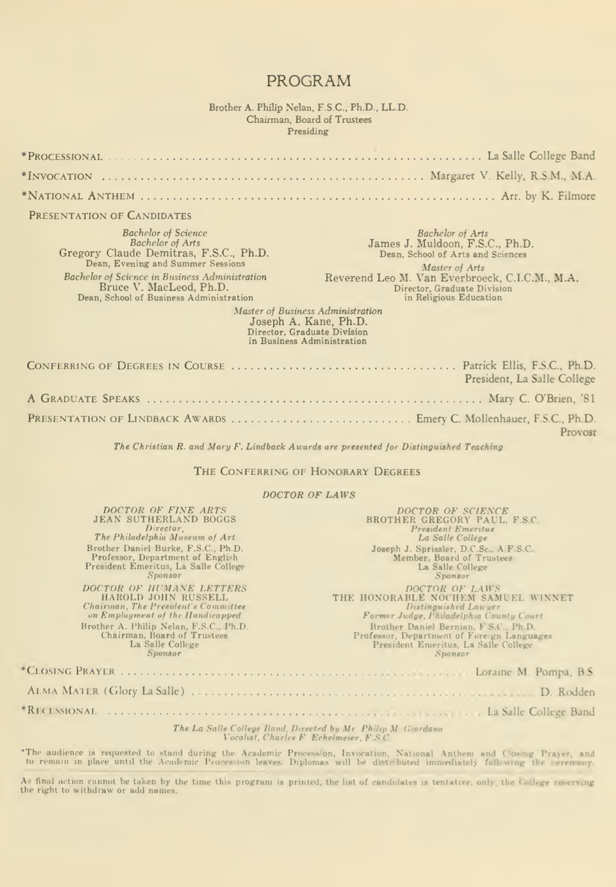# PROGRAM

Brother A. Philip Nelan, F.S.C., Ph.D., LL.D.
Chairman, Board of Trustees
Presiding

*PROCESSIONAL ........ La Salle College Band

*INVOCATION ........ Margaret V. Kelly, R.S.M., M.A.

*NATIONAL ANTHEM ........ Arr. by K. Filmore

PRESENTATION OF CANDIDATES

*Bachelor of Science*
*Bachelor of Arts*
Gregory Claude Demitras, F.S.C., Ph.D.
Dean, Evening and Summer Sessions

*Bachelor of Science in Business Administration*
Bruce V. MacLeod, Ph.D.
Dean, School of Business Administration

*Bachelor of Arts*
James J. Muldoon, F.S.C., Ph.D.
Dean, School of Arts and Sciences

*Master of Arts*
Reverend Leo M. Van Everbroeck, C.I.C.M., M.A.
Director, Graduate Division in Religious Education

*Master of Business Administration*
Joseph A. Kane, Ph.D.
Director, Graduate Division in Business Administration

CONFERRING OF DEGREES IN COURSE ........ Patrick Ellis, F.S.C., Ph.D.
President, La Salle College

A GRADUATE SPEAKS ........ Mary C. O'Brien, '81

PRESENTATION OF LINDBACK AWARDS ........ Emery C. Mollenhauer, F.S.C., Ph.D.
Provost

***The Christian R. and Mary F. Lindback Awards are presented for Distinguished Teaching***

## THE CONFERRING OF HONORARY DEGREES

*DOCTOR OF LAWS*

*DOCTOR OF FINE ARTS*
JEAN SUTHERLAND BOGGS
*Director,*
*The Philadelphia Museum of Art*
Brother Daniel Burke, F.S.C., Ph.D.
Professor, Department of English
President Emeritus, La Salle College
*Sponsor*

*DOCTOR OF HUMANE LETTERS*
HAROLD JOHN RUSSELL
*Chairman, The President's Committee on Employment of the Handicapped*
Brother A. Philip Nelan, F.S.C., Ph.D.
Chairman, Board of Trustees
La Salle College
*Sponsor*

*DOCTOR OF SCIENCE*
BROTHER GREGORY PAUL, F.S.C.
*President Emeritus*
*La Salle College*
Joseph J. Sprissler, D.C.Sc., A.F.S.C.
Member, Board of Trustees
La Salle College
*Sponsor*

*DOCTOR OF LAWS*
THE HONORABLE NOCHEM SAMUEL WINNET
*Distinguished Lawyer*
*Former Judge, Philadelphia County Court*
Brother Daniel Bernian, F.S.C., Ph.D.
Professor, Department of Foreign Languages
President Emeritus, La Salle College
*Sponsor*

*CLOSING PRAYER ........ Loraine M. Pompa, B.S.

ALMA MATER (Glory La Salle) ........ D. Rodden

*RECESSIONAL ........ La Salle College Band

***The La Salle College Band, Directed by Mr. Philip M. Giordano***
***Vocalist, Charles F. Echelmeier, F.S.C.***

*The audience is requested to stand during the Academic Procession, Invocation, National Anthem and Closing Prayer, and to remain in place until the Academic Procession leaves. Diplomas will be distributed immediately following the ceremony.

As final action cannot be taken by the time this program is printed, the list of candidates is tentative, only, the College reserving the right to withdraw or add names.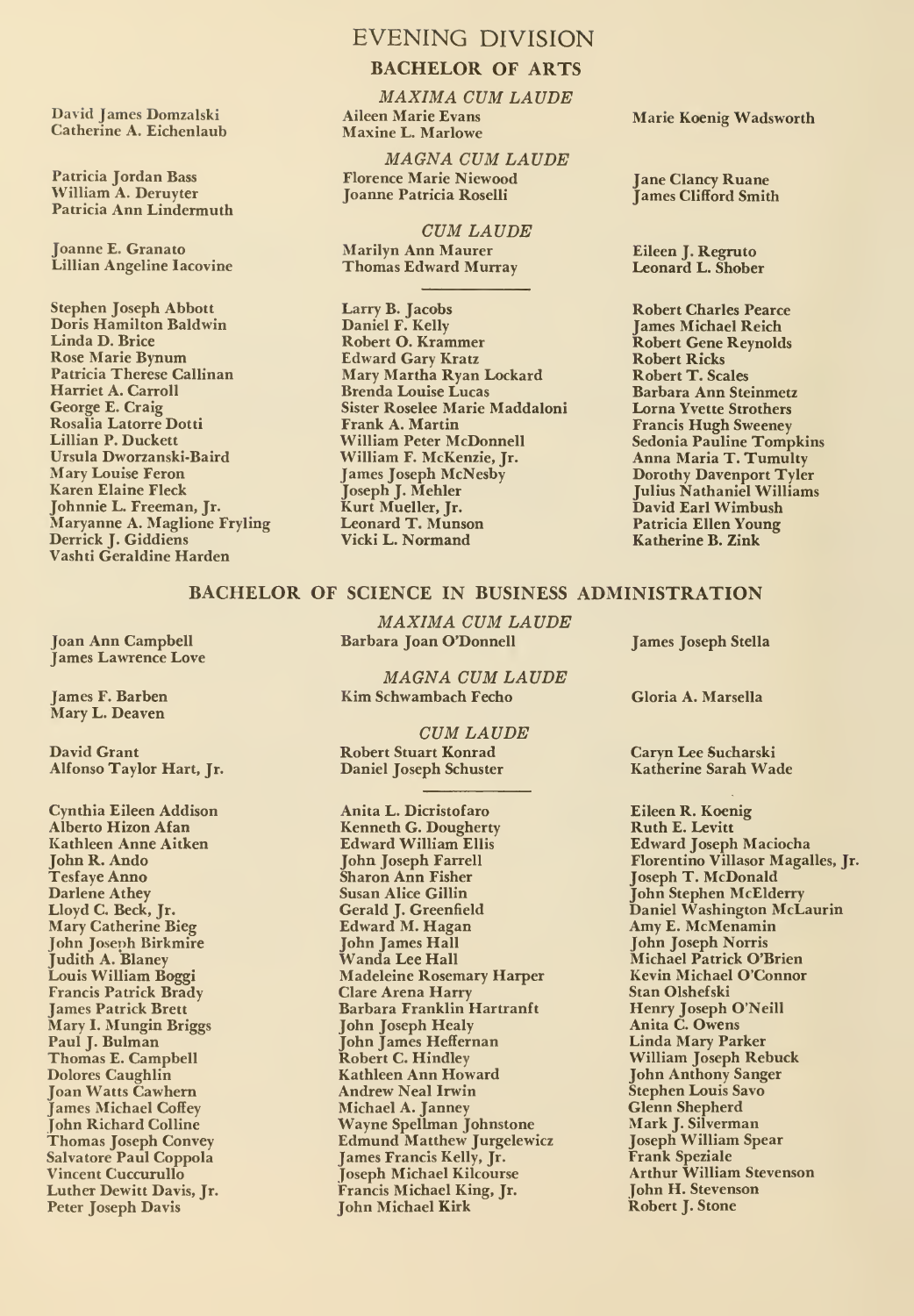# EVENING DIVISION

## BACHELOR OF ARTS

*MAXIMA CUM LAUDE*

David James Domzalski
Catherine A. Eichenlaub
Aileen Marie Evans
Maxine L. Marlowe
Marie Koenig Wadsworth

*MAGNA CUM LAUDE*

Patricia Jordan Bass
William A. Deruyter
Patricia Ann Lindermuth
Florence Marie Niewood
Joanne Patricia Roselli
Jane Clancy Ruane
James Clifford Smith

*CUM LAUDE*

Joanne E. Granato
Lillian Angeline Iacovine
Marilyn Ann Maurer
Thomas Edward Murray
Eileen J. Regruto
Leonard L. Shober

---

Stephen Joseph Abbott
Doris Hamilton Baldwin
Linda D. Brice
Rose Marie Bynum
Patricia Therese Callinan
Harriet A. Carroll
George E. Craig
Rosalia Latorre Dotti
Lillian P. Duckett
Ursula Dworzanski-Baird
Mary Louise Feron
Karen Elaine Fleck
Johnnie L. Freeman, Jr.
Maryanne A. Maglione Fryling
Derrick J. Giddiens
Vashti Geraldine Harden
Larry B. Jacobs
Daniel F. Kelly
Robert O. Krammer
Edward Gary Kratz
Mary Martha Ryan Lockard
Brenda Louise Lucas
Sister Roselee Marie Maddaloni
Frank A. Martin
William Peter McDonnell
William F. McKenzie, Jr.
James Joseph McNesby
Joseph J. Mehler
Kurt Mueller, Jr.
Leonard T. Munson
Vicki L. Normand
Robert Charles Pearce
James Michael Reich
Robert Gene Reynolds
Robert Ricks
Robert T. Scales
Barbara Ann Steinmetz
Lorna Yvette Strothers
Francis Hugh Sweeney
Sedonia Pauline Tompkins
Anna Maria T. Tumulty
Dorothy Davenport Tyler
Julius Nathaniel Williams
David Earl Wimbush
Patricia Ellen Young
Katherine B. Zink

## BACHELOR OF SCIENCE IN BUSINESS ADMINISTRATION

*MAXIMA CUM LAUDE*

Joan Ann Campbell
James Lawrence Love
Barbara Joan O'Donnell
James Joseph Stella

*MAGNA CUM LAUDE*

James F. Barben
Mary L. Deaven
Kim Schwambach Fecho
Gloria A. Marsella

*CUM LAUDE*

David Grant
Alfonso Taylor Hart, Jr.
Robert Stuart Konrad
Daniel Joseph Schuster
Caryn Lee Sucharski
Katherine Sarah Wade

---

Cynthia Eileen Addison
Alberto Hizon Afan
Kathleen Anne Aitken
John R. Ando
Tesfaye Anno
Darlene Athey
Lloyd C. Beck, Jr.
Mary Catherine Bieg
John Joseph Birkmire
Judith A. Blaney
Louis William Boggi
Francis Patrick Brady
James Patrick Brett
Mary I. Mungin Briggs
Paul J. Bulman
Thomas E. Campbell
Dolores Caughlin
Joan Watts Cawhern
James Michael Coffey
John Richard Colline
Thomas Joseph Convey
Salvatore Paul Coppola
Vincent Cuccurullo
Luther Dewitt Davis, Jr.
Peter Joseph Davis
Anita L. Dicristofaro
Kenneth G. Dougherty
Edward William Ellis
John Joseph Farrell
Sharon Ann Fisher
Susan Alice Gillin
Gerald J. Greenfield
Edward M. Hagan
John James Hall
Wanda Lee Hall
Madeleine Rosemary Harper
Clare Arena Harry
Barbara Franklin Hartranft
John Joseph Healy
John James Heffernan
Robert C. Hindley
Kathleen Ann Howard
Andrew Neal Irwin
Michael A. Janney
Wayne Spellman Johnstone
Edmund Matthew Jurgelewicz
James Francis Kelly, Jr.
Joseph Michael Kilcourse
Francis Michael King, Jr.
John Michael Kirk
Eileen R. Koenig
Ruth E. Levitt
Edward Joseph Maciocha
Florentino Villasor Magalles, Jr.
Joseph T. McDonald
John Stephen McElderry
Daniel Washington McLaurin
Amy E. McMenamin
John Joseph Norris
Michael Patrick O'Brien
Kevin Michael O'Connor
Stan Olshefski
Henry Joseph O'Neill
Anita C. Owens
Linda Mary Parker
William Joseph Rebuck
John Anthony Sanger
Stephen Louis Savo
Glenn Shepherd
Mark J. Silverman
Joseph William Spear
Frank Speziale
Arthur William Stevenson
John H. Stevenson
Robert J. Stone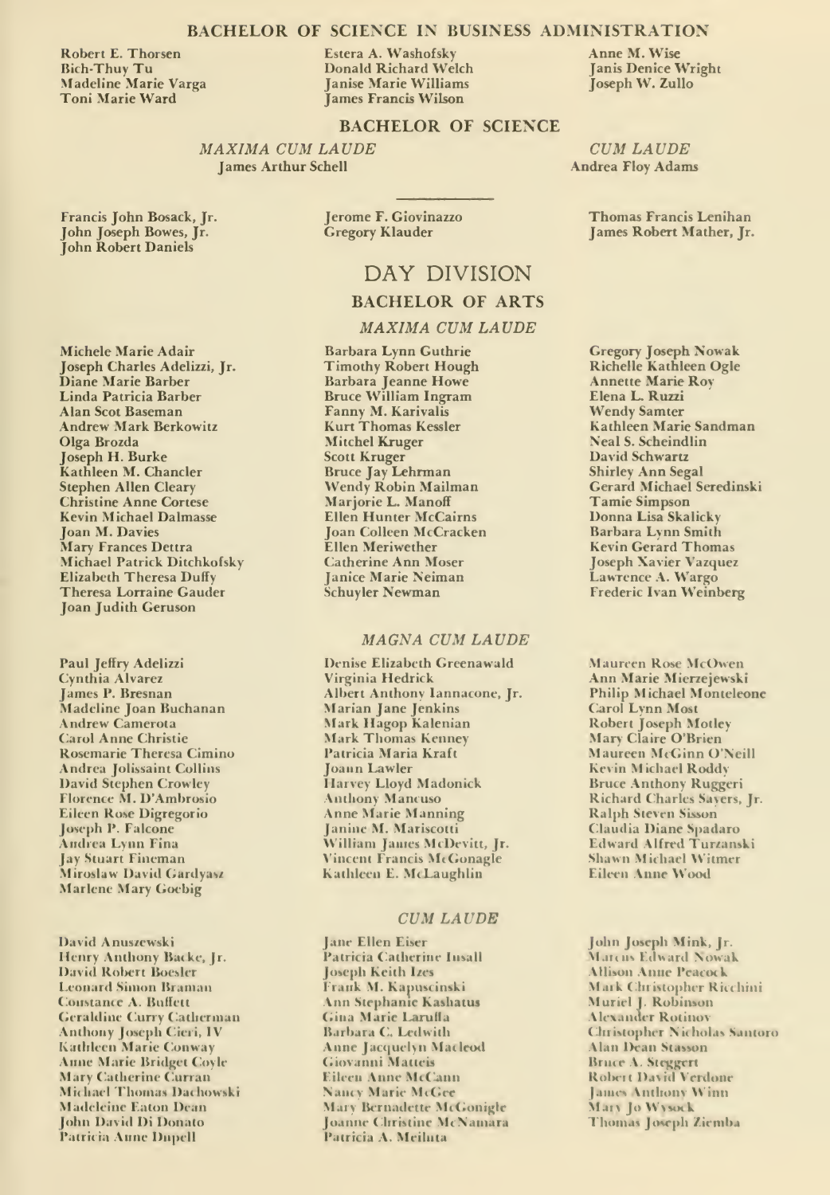## BACHELOR OF SCIENCE IN BUSINESS ADMINISTRATION

Robert E. Thorsen
Bich-Thuy Tu
Madeline Marie Varga
Toni Marie Ward
Estera A. Washofsky
Donald Richard Welch
Janise Marie Williams
James Francis Wilson
Anne M. Wise
Janis Denice Wright
Joseph W. Zullo

## BACHELOR OF SCIENCE

*MAXIMA CUM LAUDE*

James Arthur Schell

*CUM LAUDE*

Andrea Floy Adams

---

Francis John Bosack, Jr.
John Joseph Bowes, Jr.
John Robert Daniels
Jerome F. Giovinazzo
Gregory Klauder
Thomas Francis Lenihan
James Robert Mather, Jr.

# DAY DIVISION

## BACHELOR OF ARTS

*MAXIMA CUM LAUDE*

Michele Marie Adair
Joseph Charles Adelizzi, Jr.
Diane Marie Barber
Linda Patricia Barber
Alan Scot Baseman
Andrew Mark Berkowitz
Olga Brozda
Joseph H. Burke
Kathleen M. Chancler
Stephen Allen Cleary
Christine Anne Cortese
Kevin Michael Dalmasse
Joan M. Davies
Mary Frances Dettra
Michael Patrick Ditchkofsky
Elizabeth Theresa Duffy
Theresa Lorraine Gauder
Joan Judith Geruson
Barbara Lynn Guthrie
Timothy Robert Hough
Barbara Jeanne Howe
Bruce William Ingram
Fanny M. Karivalis
Kurt Thomas Kessler
Mitchel Kruger
Scott Kruger
Bruce Jay Lehrman
Wendy Robin Mailman
Marjorie L. Manoff
Ellen Hunter McCairns
Joan Colleen McCracken
Ellen Meriwether
Catherine Ann Moser
Janice Marie Neiman
Schuyler Newman
Gregory Joseph Nowak
Richelle Kathleen Ogle
Annette Marie Roy
Elena L. Ruzzi
Wendy Samter
Kathleen Marie Sandman
Neal S. Scheindlin
David Schwartz
Shirley Ann Segal
Gerard Michael Seredinski
Tamie Simpson
Donna Lisa Skalicky
Barbara Lynn Smith
Kevin Gerard Thomas
Joseph Xavier Vazquez
Lawrence A. Wargo
Frederic Ivan Weinberg

*MAGNA CUM LAUDE*

Paul Jeffry Adelizzi
Cynthia Alvarez
James P. Bresnan
Madeline Joan Buchanan
Andrew Camerota
Carol Anne Christie
Rosemarie Theresa Cimino
Andrea Jolissaint Collins
David Stephen Crowley
Florence M. D'Ambrosio
Eileen Rose Digregorio
Joseph P. Falcone
Andrea Lynn Fina
Jay Stuart Fineman
Miroslaw David Gardyasz
Marlene Mary Goebig
Denise Elizabeth Greenawald
Virginia Hedrick
Albert Anthony Iannacone, Jr.
Marian Jane Jenkins
Mark Hagop Kalenian
Mark Thomas Kenney
Patricia Maria Kraft
Joann Lawler
Harvey Lloyd Madonick
Anthony Mancuso
Anne Marie Manning
Janine M. Mariscotti
William James McDevitt, Jr.
Vincent Francis McGonagle
Kathleen E. McLaughlin
Maureen Rose McOwen
Ann Marie Mierzejewski
Philip Michael Monteleone
Carol Lynn Most
Robert Joseph Motley
Mary Claire O'Brien
Maureen McGinn O'Neill
Kevin Michael Roddy
Bruce Anthony Ruggeri
Richard Charles Sayers, Jr.
Ralph Steven Sisson
Claudia Diane Spadaro
Edward Alfred Turzanski
Shawn Michael Witmer
Eileen Anne Wood

*CUM LAUDE*

David Anuszewski
Henry Anthony Backe, Jr.
David Robert Boesler
Leonard Simon Braman
Constance A. Buffett
Geraldine Curry Catherman
Anthony Joseph Cieri, IV
Kathleen Marie Conway
Anne Marie Bridget Coyle
Mary Catherine Curran
Michael Thomas Dachowski
Madeleine Eaton Dean
John David Di Donato
Patricia Anne Dupell
Jane Ellen Eiser
Patricia Catherine Iusall
Joseph Keith Izes
Frank M. Kapuscinski
Ann Stephanie Kashatus
Gina Marie Laruffa
Barbara C. Ledwith
Anne Jacquelyn Macleod
Giovanni Matteis
Eileen Anne McCann
Nancy Marie McGee
Mary Bernadette McGonigle
Joanne Christine McNamara
Patricia A. Meiluta
John Joseph Mink, Jr.
Marcus Edward Nowak
Allison Anne Peacock
Mark Christopher Ricchini
Muriel J. Robinson
Alexander Rotinov
Christopher Nicholas Santoro
Alan Dean Stasson
Bruce A. Steggert
Robert David Verdone
James Anthony Winn
Mary Jo Wysock
Thomas Joseph Ziemba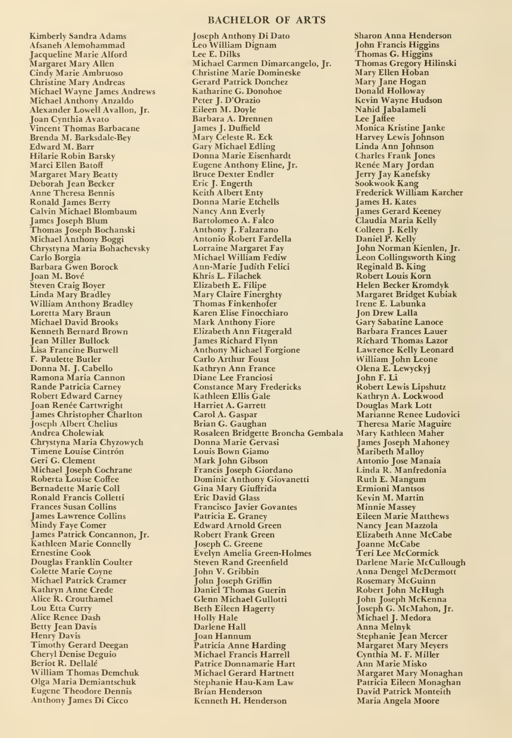## BACHELOR OF ARTS

Kimberly Sandra Adams
Afsaneh Alemohammad
Jacqueline Marie Alford
Margaret Mary Allen
Cindy Marie Ambruoso
Christine Mary Andreas
Michael Wayne James Andrews
Michael Anthony Anzaldo
Alexander Lowell Avallon, Jr.
Joan Cynthia Avato
Vincent Thomas Barbacane
Brenda M. Barksdale-Bey
Edward M. Barr
Hilarie Robin Barsky
Marci Ellen Batoff
Margaret Mary Beatty
Deborah Jean Becker
Anne Theresa Bennis
Ronald James Berry
Calvin Michael Blombaum
James Joseph Blum
Thomas Joseph Bochanski
Michael Anthony Boggi
Chrystyna Maria Bohachevsky
Carlo Borgia
Barbara Gwen Borock
Joan M. Bové
Steven Craig Boyer
Linda Mary Bradley
William Anthony Bradley
Loretta Mary Braun
Michael David Brooks
Kenneth Bernard Brown
Jean Miller Bullock
Lisa Francine Burwell
F. Paulette Butler
Donna M. J. Cabello
Ramona Maria Cannon
Rande Patricia Carney
Robert Edward Carney
Joan Renée Cartwright
James Christopher Charlton
Joseph Albert Chelius
Andrea Cholewiak
Chrystyna Maria Chyzowych
Timene Louise Cintrón
Geri G. Clement
Michael Joseph Cochrane
Roberta Louise Coffee
Bernadette Marie Coll
Ronald Francis Colletti
Frances Susan Collins
James Lawrence Collins
Mindy Faye Comer
James Patrick Concannon, Jr.
Kathleen Marie Connelly
Ernestine Cook
Douglas Franklin Coulter
Colette Marie Coyne
Michael Patrick Cramer
Kathryn Anne Crede
Alice R. Crouthamel
Lou Etta Curry
Alice Renee Dash
Betty Jean Davis
Henry Davis
Timothy Gerard Deegan
Cheryl Denise Deguio
Beriot R. Dellalé
William Thomas Demchuk
Olga Maria Demiantschuk
Eugene Theodore Dennis
Anthony James Di Cicco
Joseph Anthony Di Dato
Leo William Dignam
Lee E. Dilks
Michael Carmen Dimarcangelo, Jr.
Christine Marie Domineske
Gerard Patrick Donchez
Katharine G. Donohoe
Peter J. D'Orazio
Eileen M. Doyle
Barbara A. Drennen
James J. Duffield
Mary Celeste R. Eck
Gary Michael Edling
Donna Marie Eisenhardt
Eugene Anthony Eline, Jr.
Bruce Dexter Endler
Eric J. Engerth
Keith Albert Enty
Donna Marie Etchells
Nancy Ann Everly
Bartolomeo A. Falco
Anthony J. Falzarano
Antonio Robert Fardella
Lorraine Margaret Fay
Michael William Fediw
Ann-Marie Judith Felici
Khris L. Filachek
Elizabeth E. Filipe
Mary Claire Finerghty
Thomas Finkenhofer
Karen Elise Finocchiaro
Mark Anthony Fiore
Elizabeth Ann Fitzgerald
James Richard Flynn
Anthony Michael Forgione
Carlo Arthur Foust
Kathryn Ann France
Diane Lee Franciosi
Constance Mary Fredericks
Kathleen Ellis Gale
Harriet A. Garrett
Carol A. Gaspar
Brian G. Gaughan
Rosaleen Bridgette Broncha Gembala
Donna Marie Gervasi
Louis Bown Giamo
Mark John Gibson
Francis Joseph Giordano
Dominic Anthony Giovanetti
Gina Mary Giuffrida
Eric David Glass
Francisco Javier Govantes
Patricia E. Graney
Edward Arnold Green
Robert Frank Green
Joseph C. Greene
Evelyn Amelia Green-Holmes
Steven Rand Greenfield
John V. Gribbin
John Joseph Griffin
Daniel Thomas Guerin
Glenn Michael Gullotti
Beth Eileen Hagerty
Holly Hale
Darlene Hall
Joan Hannum
Patricia Anne Harding
Michael Francis Harrell
Patrice Donnamarie Hart
Michael Gerard Hartnett
Stephanie Hau-Kam Law
Brian Henderson
Kenneth H. Henderson
Sharon Anna Henderson
John Francis Higgins
Thomas G. Higgins
Thomas Gregory Hilinski
Mary Ellen Hoban
Mary Jane Hogan
Donald Holloway
Kevin Wayne Hudson
Nahid Jabalameli
Lee Jaffee
Monica Kristine Janke
Harvey Lewis Johnson
Linda Ann Johnson
Charles Frank Jones
Renée Mary Jordan
Jerry Jay Kanefsky
Sookwook Kang
Frederick William Karcher
James H. Kates
James Gerard Keeney
Claudia Maria Kelly
Colleen J. Kelly
Daniel P. Kelly
John Norman Kienlen, Jr.
Leon Collingsworth King
Reginald B. King
Robert Louis Korn
Helen Becker Kromdyk
Margaret Bridget Kubiak
Irene E. Labunka
Jon Drew Lalla
Gary Sabatine Lanoce
Barbara Frances Lauer
Richard Thomas Lazor
Lawrence Kelly Leonard
William John Leone
Olena E. Lewyckyj
John F. Li
Robert Lewis Lipshutz
Kathryn A. Lockwood
Douglas Mark Lott
Marianne Renee Ludovici
Theresa Marie Maguire
Mary Kathleen Maher
James Joseph Mahoney
Maribeth Malloy
Antonio Jose Manaia
Linda R. Manfredonia
Ruth E. Mangum
Ermioni Mantsos
Kevin M. Martin
Minnie Massey
Eileen Marie Matthews
Nancy Jean Mazzola
Elizabeth Anne McCabe
Joanne McCabe
Teri Lee McCormick
Darlene Marie McCullough
Anna Dengel McDermott
Rosemary McGuinn
Robert John McHugh
John Joseph McKenna
Joseph G. McMahon, Jr.
Michael J. Medora
Anna Melnyk
Stephanie Jean Mercer
Margaret Mary Meyers
Cynthia M. F. Miller
Ann Marie Misko
Margaret Mary Monaghan
Patricia Eileen Monaghan
David Patrick Monteith
Maria Angela Moore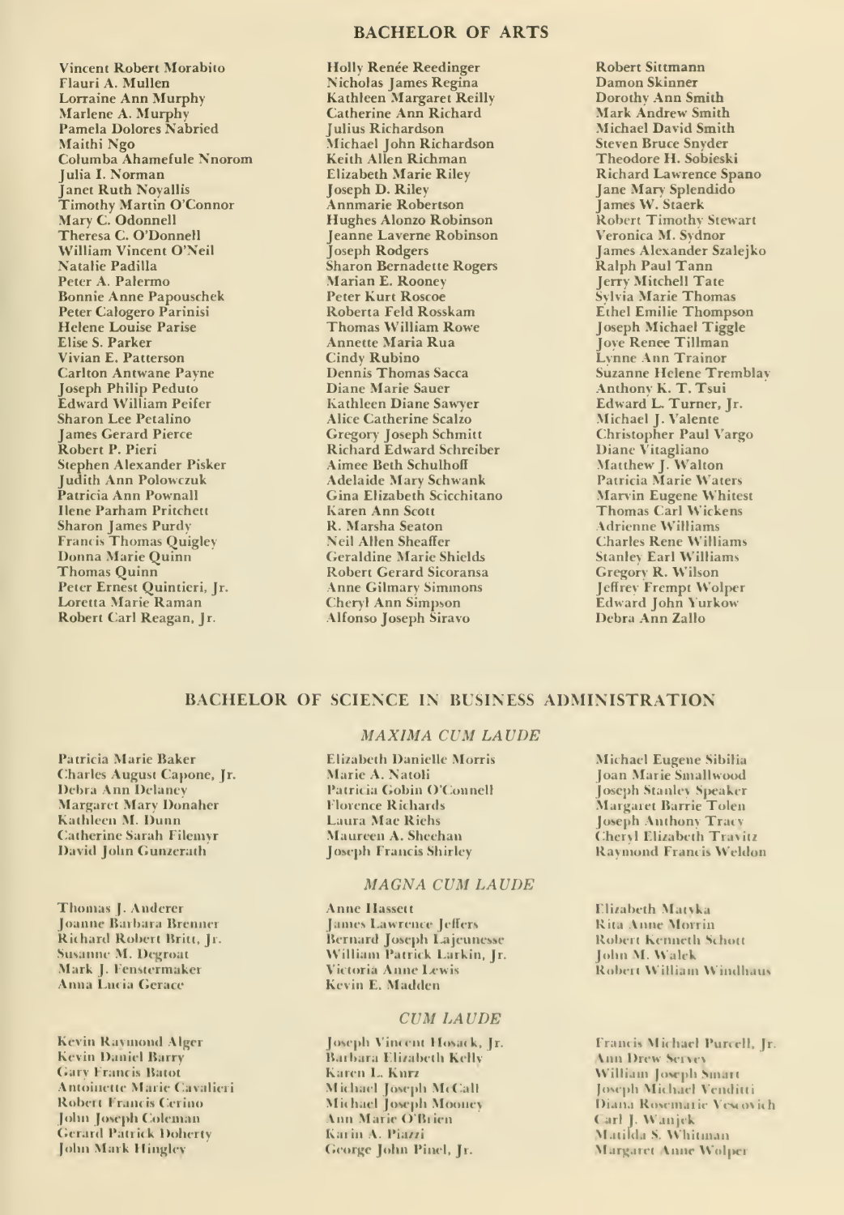## BACHELOR OF ARTS

Vincent Robert Morabito
Flauri A. Mullen
Lorraine Ann Murphy
Marlene A. Murphy
Pamela Dolores Nabried
Maithi Ngo
Columba Ahamefule Nnorom
Julia I. Norman
Janet Ruth Noyallis
Timothy Martin O'Connor
Mary C. Odonnell
Theresa C. O'Donnell
William Vincent O'Neil
Natalie Padilla
Peter A. Palermo
Bonnie Anne Papouschek
Peter Calogero Parinisi
Helene Louise Parise
Elise S. Parker
Vivian E. Patterson
Carlton Antwane Payne
Joseph Philip Peduto
Edward William Peifer
Sharon Lee Petalino
James Gerard Pierce
Robert P. Pieri
Stephen Alexander Pisker
Judith Ann Polowczuk
Patricia Ann Pownall
Ilene Parham Pritchett
Sharon James Purdy
Francis Thomas Quigley
Donna Marie Quinn
Thomas Quinn
Peter Ernest Quintieri, Jr.
Loretta Marie Raman
Robert Carl Reagan, Jr.
Holly Renée Reedinger
Nicholas James Regina
Kathleen Margaret Reilly
Catherine Ann Richard
Julius Richardson
Michael John Richardson
Keith Allen Richman
Elizabeth Marie Riley
Joseph D. Riley
Annmarie Robertson
Hughes Alonzo Robinson
Jeanne Laverne Robinson
Joseph Rodgers
Sharon Bernadette Rogers
Marian E. Rooney
Peter Kurt Roscoe
Roberta Feld Rosskam
Thomas William Rowe
Annette Maria Rua
Cindy Rubino
Dennis Thomas Sacca
Diane Marie Sauer
Kathleen Diane Sawyer
Alice Catherine Scalzo
Gregory Joseph Schmitt
Richard Edward Schreiber
Aimee Beth Schulhoff
Adelaide Mary Schwank
Gina Elizabeth Scicchitano
Karen Ann Scott
R. Marsha Seaton
Neil Allen Sheaffer
Geraldine Marie Shields
Robert Gerard Sicoransa
Anne Gilmary Simmons
Cheryl Ann Simpson
Alfonso Joseph Siravo
Robert Sittmann
Damon Skinner
Dorothy Ann Smith
Mark Andrew Smith
Michael David Smith
Steven Bruce Snyder
Theodore H. Sobieski
Richard Lawrence Spano
Jane Mary Splendido
James W. Staerk
Robert Timothy Stewart
Veronica M. Sydnor
James Alexander Szalejko
Ralph Paul Tann
Jerry Mitchell Tate
Sylvia Marie Thomas
Ethel Emilie Thompson
Joseph Michael Tiggle
Joye Renee Tillman
Lynne Ann Trainor
Suzanne Helene Tremblay
Anthony K. T. Tsui
Edward L. Turner, Jr.
Michael J. Valente
Christopher Paul Vargo
Diane Vitagliano
Matthew J. Walton
Patricia Marie Waters
Marvin Eugene Whitest
Thomas Carl Wickens
Adrienne Williams
Charles Rene Williams
Stanley Earl Williams
Gregory R. Wilson
Jeffrey Frempt Wolper
Edward John Yurkow
Debra Ann Zallo

## BACHELOR OF SCIENCE IN BUSINESS ADMINISTRATION

### *MAXIMA CUM LAUDE*

Patricia Marie Baker
Charles August Capone, Jr.
Debra Ann Delaney
Margaret Mary Donaher
Kathleen M. Dunn
Catherine Sarah Filemyr
David John Gunzerath
Elizabeth Danielle Morris
Marie A. Natoli
Patricia Gobin O'Connell
Florence Richards
Laura Mae Riehs
Maureen A. Sheehan
Joseph Francis Shirley
Michael Eugene Sibilia
Joan Marie Smallwood
Joseph Stanley Speaker
Margaret Barrie Tolen
Joseph Anthony Tracy
Cheryl Elizabeth Travitz
Raymond Francis Weldon

### *MAGNA CUM LAUDE*

Thomas J. Anderer
Joanne Barbara Brenner
Richard Robert Britt, Jr.
Susanne M. Degroat
Mark J. Fenstermaker
Anna Lucia Gerace
Anne Hassett
James Lawrence Jeffers
Bernard Joseph Lajeunesse
William Patrick Larkin, Jr.
Victoria Anne Lewis
Kevin E. Madden
Elizabeth Matyka
Rita Anne Morrin
Robert Kenneth Schott
John M. Walek
Robert William Windhaus

### *CUM LAUDE*

Kevin Raymond Alger
Kevin Daniel Barry
Gary Francis Batot
Antoinette Marie Cavalieri
Robert Francis Cerino
John Joseph Coleman
Gerard Patrick Doherty
John Mark Hingley
Joseph Vincent Hosack, Jr.
Barbara Elizabeth Kelly
Karen L. Kurz
Michael Joseph McCall
Michael Joseph Mooney
Ann Marie O'Brien
Karin A. Piazzi
George John Pinel, Jr.
Francis Michael Purcell, Jr.
Ann Drew Servey
William Joseph Smart
Joseph Michael Venditti
Diana Rosemarie Vescovich
Carl J. Wanjek
Matilda S. Whitman
Margaret Anne Wolper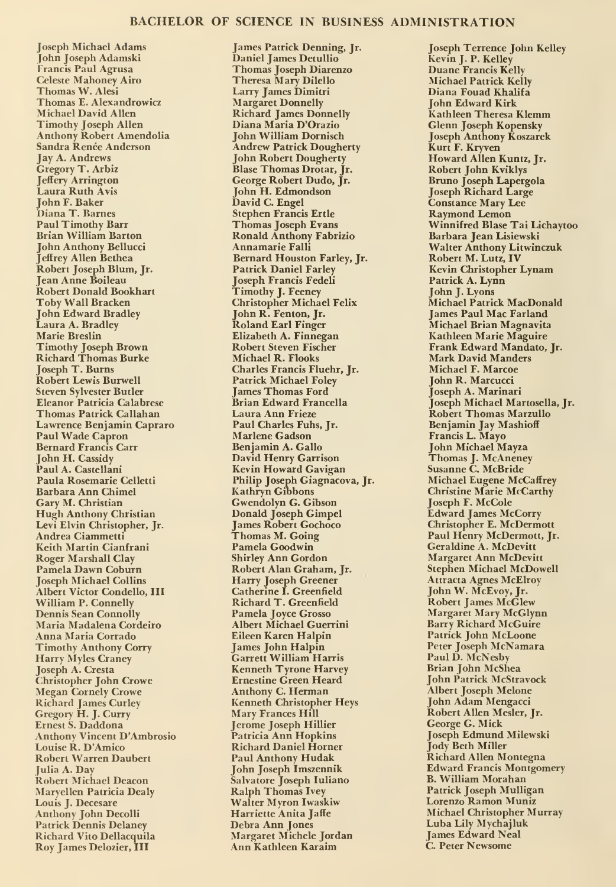## BACHELOR OF SCIENCE IN BUSINESS ADMINISTRATION

Joseph Michael Adams
John Joseph Adamski
Francis Paul Agrusa
Celeste Mahoney Airo
Thomas W. Alesi
Thomas E. Alexandrowicz
Michael David Allen
Timothy Joseph Allen
Anthony Robert Amendolia
Sandra Renée Anderson
Jay A. Andrews
Gregory T. Arbiz
Jeffery Arrington
Laura Ruth Avis
John F. Baker
Diana T. Barnes
Paul Timothy Barr
Brian William Barton
John Anthony Bellucci
Jeffrey Allen Bethea
Robert Joseph Blum, Jr.
Jean Anne Boileau
Robert Donald Bookhart
Toby Wall Bracken
John Edward Bradley
Laura A. Bradley
Marie Breslin
Timothy Joseph Brown
Richard Thomas Burke
Joseph T. Burns
Robert Lewis Burwell
Steven Sylvester Butler
Eleanor Patricia Calabrese
Thomas Patrick Callahan
Lawrence Benjamin Capraro
Paul Wade Capron
Bernard Francis Carr
John H. Cassidy
Paul A. Castellani
Paula Rosemarie Celletti
Barbara Ann Chimel
Gary M. Christian
Hugh Anthony Christian
Levi Elvin Christopher, Jr.
Andrea Ciammetti
Keith Martin Cianfrani
Roger Marshall Clay
Pamela Dawn Coburn
Joseph Michael Collins
Albert Victor Condello, III
William P. Connelly
Dennis Sean Connolly
Maria Madalena Cordeiro
Anna Maria Corrado
Timothy Anthony Corry
Harry Myles Craney
Joseph A. Cresta
Christopher John Crowe
Megan Cornely Crowe
Richard James Curley
Gregory H. J. Curry
Ernest S. Daddona
Anthony Vincent D'Ambrosio
Louise R. D'Amico
Robert Warren Daubert
Julia A. Day
Robert Michael Deacon
Maryellen Patricia Dealy
Louis J. Decesare
Anthony John Decolli
Patrick Dennis Delaney
Richard Vito Dellacquila
Roy James Delozier, III
James Patrick Denning, Jr.
Daniel James Detullio
Thomas Joseph Diarenzo
Theresa Mary Dilello
Larry James Dimitri
Margaret Donnelly
Richard James Donnelly
Diana Maria D'Orazio
John William Dornisch
Andrew Patrick Dougherty
John Robert Dougherty
Blase Thomas Drotar, Jr.
George Robert Dudo, Jr.
John H. Edmondson
David C. Engel
Stephen Francis Ertle
Thomas Joseph Evans
Ronald Anthony Fabrizio
Annamarie Falli
Bernard Houston Farley, Jr.
Patrick Daniel Farley
Joseph Francis Fedeli
Timothy J. Feeney
Christopher Michael Felix
John R. Fenton, Jr.
Roland Earl Finger
Elizabeth A. Finnegan
Robert Steven Fischer
Michael R. Flooks
Charles Francis Fluehr, Jr.
Patrick Michael Foley
James Thomas Ford
Brian Edward Francella
Laura Ann Frieze
Paul Charles Fuhs, Jr.
Marlene Gadson
Benjamin A. Gallo
David Henry Garrison
Kevin Howard Gavigan
Philip Joseph Giagnacova, Jr.
Kathryn Gibbons
Gwendolyn G. Gibson
Donald Joseph Gimpel
James Robert Gochoco
Thomas M. Going
Pamela Goodwin
Shirley Ann Gordon
Robert Alan Graham, Jr.
Harry Joseph Greener
Catherine I. Greenfield
Richard T. Greenfield
Pamela Joyce Grosso
Albert Michael Guerrini
Eileen Karen Halpin
James John Halpin
Garrett William Harris
Kenneth Tyrone Harvey
Ernestine Green Heard
Anthony C. Herman
Kenneth Christopher Heys
Mary Frances Hill
Jerome Joseph Hillier
Patricia Ann Hopkins
Richard Daniel Horner
Paul Anthony Hudak
John Joseph Imszennik
Salvatore Joseph Iuliano
Ralph Thomas Ivey
Walter Myron Iwaskiw
Harriette Anita Jaffe
Debra Ann Jones
Margaret Michele Jordan
Ann Kathleen Karaim
Joseph Terrence John Kelley
Kevin J. P. Kelley
Duane Francis Kelly
Michael Patrick Kelly
Diana Fouad Khalifa
John Edward Kirk
Kathleen Theresa Klemm
Glenn Joseph Kopensky
Joseph Anthony Koszarek
Kurt F. Kryven
Howard Allen Kuntz, Jr.
Robert John Kviklys
Bruno Joseph Lapergola
Joseph Richard Large
Constance Mary Lee
Raymond Lemon
Winnifred Blase Tai Lichaytoo
Barbara Jean Lisiewski
Walter Anthony Litwinczuk
Robert M. Lutz, IV
Kevin Christopher Lynam
Patrick A. Lynn
John J. Lyons
Michael Patrick MacDonald
James Paul Mac Farland
Michael Brian Magnavita
Kathleen Marie Maguire
Frank Edward Mandato, Jr.
Mark David Manders
Michael F. Marcoe
John R. Marcucci
Joseph A. Marinari
Joseph Michael Martosella, Jr.
Robert Thomas Marzullo
Benjamin Jay Mashioff
Francis L. Mayo
John Michael Mayza
Thomas J. McAneney
Susanne C. McBride
Michael Eugene McCaffrey
Christine Marie McCarthy
Joseph F. McCole
Edward James McCorry
Christopher E. McDermott
Paul Henry McDermott, Jr.
Geraldine A. McDevitt
Margaret Ann McDevitt
Stephen Michael McDowell
Attracta Agnes McElroy
John W. McEvoy, Jr.
Robert James McGlew
Margaret Mary McGlynn
Barry Richard McGuire
Patrick John McLoone
Peter Joseph McNamara
Paul D. McNesby
Brian John McShea
John Patrick McStravock
Albert Joseph Melone
John Adam Mengacci
Robert Allen Mesler, Jr.
George G. Mick
Joseph Edmund Milewski
Jody Beth Miller
Richard Allen Montegna
Edward Francis Montgomery
B. William Morahan
Patrick Joseph Mulligan
Lorenzo Ramon Muniz
Michael Christopher Murray
Luba Lily Mychajluk
James Edward Neal
C. Peter Newsome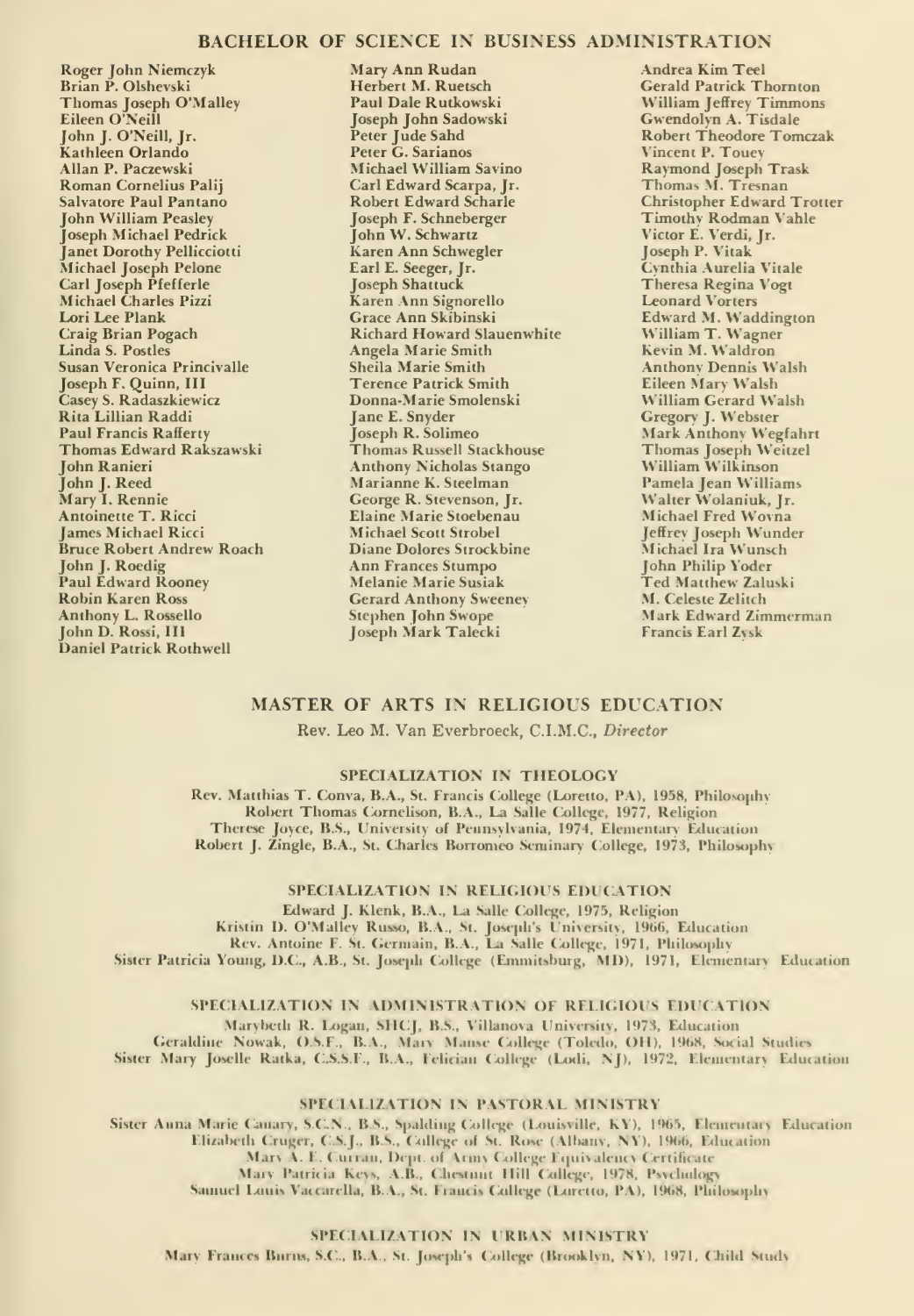## BACHELOR OF SCIENCE IN BUSINESS ADMINISTRATION

Roger John Niemczyk
Brian P. Olshevski
Thomas Joseph O'Malley
Eileen O'Neill
John J. O'Neill, Jr.
Kathleen Orlando
Allan P. Paczewski
Roman Cornelius Palij
Salvatore Paul Pantano
John William Peasley
Joseph Michael Pedrick
Janet Dorothy Pellicciotti
Michael Joseph Pelone
Carl Joseph Pfefferle
Michael Charles Pizzi
Lori Lee Plank
Craig Brian Pogach
Linda S. Postles
Susan Veronica Princivalle
Joseph F. Quinn, III
Casey S. Radaszkiewicz
Rita Lillian Raddi
Paul Francis Rafferty
Thomas Edward Rakszawski
John Ranieri
John J. Reed
Mary I. Rennie
Antoinette T. Ricci
James Michael Ricci
Bruce Robert Andrew Roach
John J. Roedig
Paul Edward Rooney
Robin Karen Ross
Anthony L. Rossello
John D. Rossi, III
Daniel Patrick Rothwell
Mary Ann Rudan
Herbert M. Ruetsch
Paul Dale Rutkowski
Joseph John Sadowski
Peter Jude Sahd
Peter G. Sarianos
Michael William Savino
Carl Edward Scarpa, Jr.
Robert Edward Scharle
Joseph F. Schneberger
John W. Schwartz
Karen Ann Schwegler
Earl E. Seeger, Jr.
Joseph Shattuck
Karen Ann Signorello
Grace Ann Skibinski
Richard Howard Slauenwhite
Angela Marie Smith
Sheila Marie Smith
Terence Patrick Smith
Donna-Marie Smolenski
Jane E. Snyder
Joseph R. Solimeo
Thomas Russell Stackhouse
Anthony Nicholas Stango
Marianne K. Steelman
George R. Stevenson, Jr.
Elaine Marie Stoebenau
Michael Scott Strobel
Diane Dolores Strockbine
Ann Frances Stumpo
Melanie Marie Susiak
Gerard Anthony Sweeney
Stephen John Swope
Joseph Mark Talecki
Andrea Kim Teel
Gerald Patrick Thornton
William Jeffrey Timmons
Gwendolyn A. Tisdale
Robert Theodore Tomczak
Vincent P. Touey
Raymond Joseph Trask
Thomas M. Tresnan
Christopher Edward Trotter
Timothy Rodman Vahle
Victor E. Verdi, Jr.
Joseph P. Vitak
Cynthia Aurelia Vitale
Theresa Regina Vogt
Leonard Vorters
Edward M. Waddington
William T. Wagner
Kevin M. Waldron
Anthony Dennis Walsh
Eileen Mary Walsh
William Gerard Walsh
Gregory J. Webster
Mark Anthony Wegfahrt
Thomas Joseph Weitzel
William Wilkinson
Pamela Jean Williams
Walter Wolaniuk, Jr.
Michael Fred Wovna
Jeffrey Joseph Wunder
Michael Ira Wunsch
John Philip Yoder
Ted Matthew Zaluski
M. Celeste Zelitch
Mark Edward Zimmerman
Francis Earl Zysk

## MASTER OF ARTS IN RELIGIOUS EDUCATION

Rev. Leo M. Van Everbroeck, C.I.M.C., *Director*

### SPECIALIZATION IN THEOLOGY

Rev. Matthias T. Conva, B.A., St. Francis College (Loretto, PA), 1958, Philosophy
Robert Thomas Cornelison, B.A., La Salle College, 1977, Religion
Therese Joyce, B.S., University of Pennsylvania, 1974, Elementary Education
Robert J. Zingle, B.A., St. Charles Borromeo Seminary College, 1973, Philosophy

### SPECIALIZATION IN RELIGIOUS EDUCATION

Edward J. Klenk, B.A., La Salle College, 1975, Religion
Kristin D. O'Malley Russo, B.A., St. Joseph's University, 1966, Education
Rev. Antoine F. St. Germain, B.A., La Salle College, 1971, Philosophy
Sister Patricia Young, D.C., A.B., St. Joseph College (Emmitsburg, MD), 1971, Elementary Education

### SPECIALIZATION IN ADMINISTRATION OF RELIGIOUS EDUCATION

Marybeth R. Logan, SHCJ, B.S., Villanova University, 1973, Education
Geraldine Nowak, O.S.F., B.A., Mary Manse College (Toledo, OH), 1968, Social Studies
Sister Mary Joselle Ratka, C.S.S.F., B.A., Felician College (Lodi, NJ), 1972, Elementary Education

### SPECIALIZATION IN PASTORAL MINISTRY

Sister Anna Marie Canary, S.C.N., B.S., Spalding College (Louisville, KY), 1965, Elementary Education
Elizabeth Cruger, C.S.J., B.S., College of St. Rose (Albany, NY), 1966, Education
Mary A. E. Curran, Dept. of Army College Equivalency Certificate
Mary Patricia Keys, A.B., Chestnut Hill College, 1978, Psychology
Samuel Louis Vaccarella, B.A., St. Francis College (Loretto, PA), 1968, Philosophy

### SPECIALIZATION IN URBAN MINISTRY

Mary Frances Burns, S.C., B.A., St. Joseph's College (Brooklyn, NY), 1971, Child Study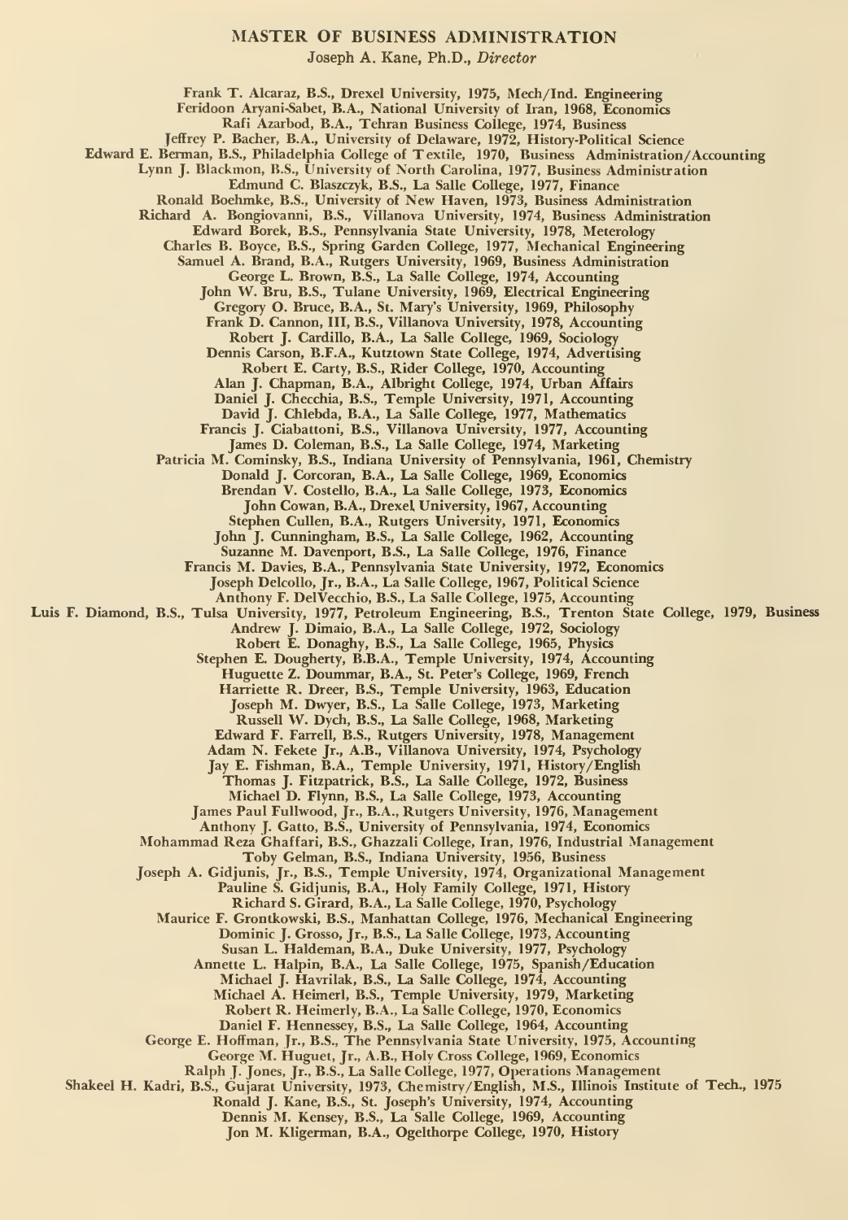## MASTER OF BUSINESS ADMINISTRATION

Joseph A. Kane, Ph.D., *Director*

Frank T. Alcaraz, B.S., Drexel University, 1975, Mech/Ind. Engineering
Feridoon Aryani-Sabet, B.A., National University of Iran, 1968, Economics
Rafi Azarbod, B.A., Tehran Business College, 1974, Business
Jeffrey P. Bacher, B.A., University of Delaware, 1972, History-Political Science
Edward E. Berman, B.S., Philadelphia College of Textile, 1970, Business Administration/Accounting
Lynn J. Blackmon, B.S., University of North Carolina, 1977, Business Administration
Edmund C. Blaszczyk, B.S., La Salle College, 1977, Finance
Ronald Boehmke, B.S., University of New Haven, 1973, Business Administration
Richard A. Bongiovanni, B.S., Villanova University, 1974, Business Administration
Edward Borek, B.S., Pennsylvania State University, 1978, Meterology
Charles B. Boyce, B.S., Spring Garden College, 1977, Mechanical Engineering
Samuel A. Brand, B.A., Rutgers University, 1969, Business Administration
George L. Brown, B.S., La Salle College, 1974, Accounting
John W. Bru, B.S., Tulane University, 1969, Electrical Engineering
Gregory O. Bruce, B.A., St. Mary's University, 1969, Philosophy
Frank D. Cannon, III, B.S., Villanova University, 1978, Accounting
Robert J. Cardillo, B.A., La Salle College, 1969, Sociology
Dennis Carson, B.F.A., Kutztown State College, 1974, Advertising
Robert E. Carty, B.S., Rider College, 1970, Accounting
Alan J. Chapman, B.A., Albright College, 1974, Urban Affairs
Daniel J. Checchia, B.S., Temple University, 1971, Accounting
David J. Chlebda, B.A., La Salle College, 1977, Mathematics
Francis J. Ciabattoni, B.S., Villanova University, 1977, Accounting
James D. Coleman, B.S., La Salle College, 1974, Marketing
Patricia M. Cominsky, B.S., Indiana University of Pennsylvania, 1961, Chemistry
Donald J. Corcoran, B.A., La Salle College, 1969, Economics
Brendan V. Costello, B.A., La Salle College, 1973, Economics
John Cowan, B.A., Drexel University, 1967, Accounting
Stephen Cullen, B.A., Rutgers University, 1971, Economics
John J. Cunningham, B.S., La Salle College, 1962, Accounting
Suzanne M. Davenport, B.S., La Salle College, 1976, Finance
Francis M. Davies, B.A., Pennsylvania State University, 1972, Economics
Joseph Delcollo, Jr., B.A., La Salle College, 1967, Political Science
Anthony F. DelVecchio, B.S., La Salle College, 1975, Accounting
Luis F. Diamond, B.S., Tulsa University, 1977, Petroleum Engineering, B.S., Trenton State College, 1979, Business
Andrew J. Dimaio, B.A., La Salle College, 1972, Sociology
Robert E. Donaghy, B.S., La Salle College, 1965, Physics
Stephen E. Dougherty, B.B.A., Temple University, 1974, Accounting
Huguette Z. Doummar, B.A., St. Peter's College, 1969, French
Harriette R. Dreer, B.S., Temple University, 1963, Education
Joseph M. Dwyer, B.S., La Salle College, 1973, Marketing
Russell W. Dych, B.S., La Salle College, 1968, Marketing
Edward F. Farrell, B.S., Rutgers University, 1978, Management
Adam N. Fekete Jr., A.B., Villanova University, 1974, Psychology
Jay E. Fishman, B.A., Temple University, 1971, History/English
Thomas J. Fitzpatrick, B.S., La Salle College, 1972, Business
Michael D. Flynn, B.S., La Salle College, 1973, Accounting
James Paul Fullwood, Jr., B.A., Rutgers University, 1976, Management
Anthony J. Gatto, B.S., University of Pennsylvania, 1974, Economics
Mohammad Reza Ghaffari, B.S., Ghazzali College, Iran, 1976, Industrial Management
Toby Gelman, B.S., Indiana University, 1956, Business
Joseph A. Gidjunis, Jr., B.S., Temple University, 1974, Organizational Management
Pauline S. Gidjunis, B.A., Holy Family College, 1971, History
Richard S. Girard, B.A., La Salle College, 1970, Psychology
Maurice F. Grontkowski, B.S., Manhattan College, 1976, Mechanical Engineering
Dominic J. Grosso, Jr., B.S., La Salle College, 1973, Accounting
Susan L. Haldeman, B.A., Duke University, 1977, Psychology
Annette L. Halpin, B.A., La Salle College, 1975, Spanish/Education
Michael J. Havrilak, B.S., La Salle College, 1974, Accounting
Michael A. Heimerl, B.S., Temple University, 1979, Marketing
Robert R. Heimerly, B.A., La Salle College, 1970, Economics
Daniel F. Hennessey, B.S., La Salle College, 1964, Accounting
George E. Hoffman, Jr., B.S., The Pennsylvania State University, 1975, Accounting
George M. Huguet, Jr., A.B., Holy Cross College, 1969, Economics
Ralph J. Jones, Jr., B.S., La Salle College, 1977, Operations Management
Shakeel H. Kadri, B.S., Gujarat University, 1973, Chemistry/English, M.S., Illinois Institute of Tech., 1975
Ronald J. Kane, B.S., St. Joseph's University, 1974, Accounting
Dennis M. Kensey, B.S., La Salle College, 1969, Accounting
Jon M. Kligerman, B.A., Ogelthorpe College, 1970, History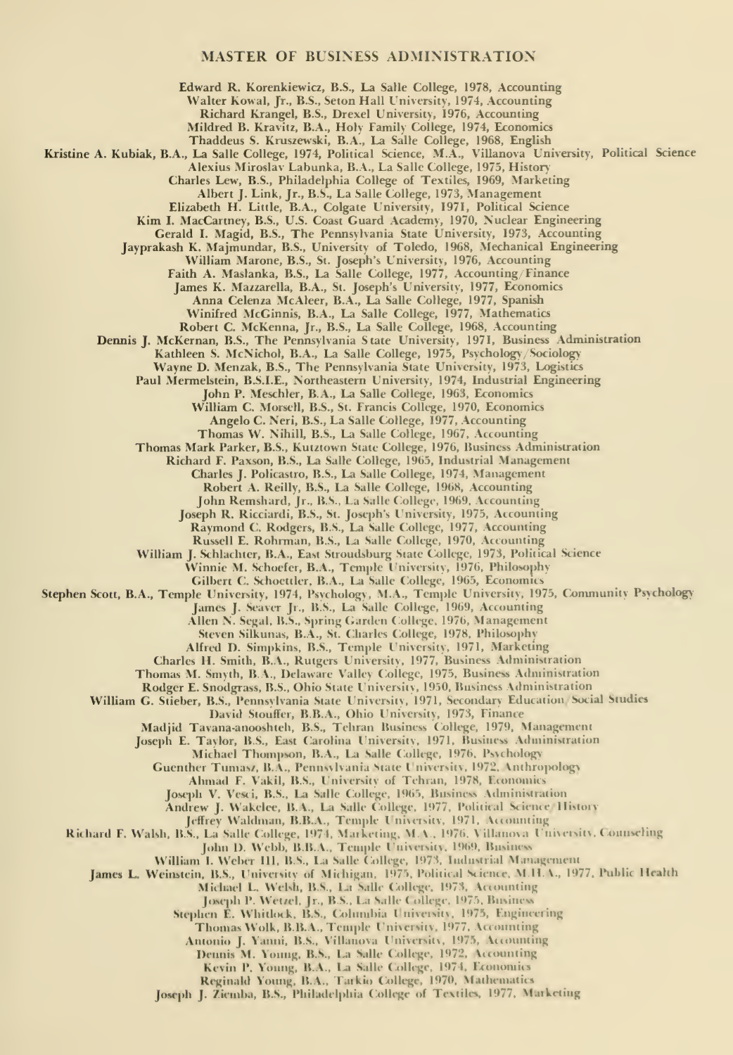## MASTER OF BUSINESS ADMINISTRATION

Edward R. Korenkiewicz, B.S., La Salle College, 1978, Accounting
Walter Kowal, Jr., B.S., Seton Hall University, 1974, Accounting
Richard Krangel, B.S., Drexel University, 1976, Accounting
Mildred B. Kravitz, B.A., Holy Family College, 1974, Economics
Thaddeus S. Kruszewski, B.A., La Salle College, 1968, English
Kristine A. Kubiak, B.A., La Salle College, 1974, Political Science, M.A., Villanova University, Political Science
Alexius Miroslav Labunka, B.A., La Salle College, 1975, History
Charles Lew, B.S., Philadelphia College of Textiles, 1969, Marketing
Albert J. Link, Jr., B.S., La Salle College, 1973, Management
Elizabeth H. Little, B.A., Colgate University, 1971, Political Science
Kim I. MacCartney, B.S., U.S. Coast Guard Academy, 1970, Nuclear Engineering
Gerald I. Magid, B.S., The Pennsylvania State University, 1973, Accounting
Jayprakash K. Majmundar, B.S., University of Toledo, 1968, Mechanical Engineering
William Marone, B.S., St. Joseph's University, 1976, Accounting
Faith A. Maslanka, B.S., La Salle College, 1977, Accounting/Finance
James K. Mazzarella, B.A., St. Joseph's University, 1977, Economics
Anna Celenza McAleer, B.A., La Salle College, 1977, Spanish
Winifred McGinnis, B.A., La Salle College, 1977, Mathematics
Robert C. McKenna, Jr., B.S., La Salle College, 1968, Accounting
Dennis J. McKernan, B.S., The Pennsylvania State University, 1971, Business Administration
Kathleen S. McNichol, B.A., La Salle College, 1975, Psychology/Sociology
Wayne D. Menzak, B.S., The Pennsylvania State University, 1973, Logistics
Paul Mermelstein, B.S.I.E., Northeastern University, 1974, Industrial Engineering
John P. Meschler, B.A., La Salle College, 1963, Economics
William C. Morsell, B.S., St. Francis College, 1970, Economics
Angelo C. Neri, B.S., La Salle College, 1977, Accounting
Thomas W. Nihill, B.S., La Salle College, 1967, Accounting
Thomas Mark Parker, B.S., Kutztown State College, 1976, Business Administration
Richard F. Paxson, B.S., La Salle College, 1965, Industrial Management
Charles J. Policastro, B.S., La Salle College, 1974, Management
Robert A. Reilly, B.S., La Salle College, 1968, Accounting
John Remshard, Jr., B.S., La Salle College, 1969, Accounting
Joseph R. Ricciardi, B.S., St. Joseph's University, 1975, Accounting
Raymond C. Rodgers, B.S., La Salle College, 1977, Accounting
Russell E. Rohrman, B.S., La Salle College, 1970, Accounting
William J. Schlachter, B.A., East Stroudsburg State College, 1973, Political Science
Winnie M. Schoefer, B.A., Temple University, 1976, Philosophy
Gilbert C. Schoettler, B.A., La Salle College, 1965, Economics
Stephen Scott, B.A., Temple University, 1974, Psychology, M.A., Temple University, 1975, Community Psychology
James J. Seaver Jr., B.S., La Salle College, 1969, Accounting
Allen N. Segal, B.S., Spring Garden College, 1976, Management
Steven Silkunas, B.A., St. Charles College, 1978, Philosophy
Alfred D. Simpkins, B.S., Temple University, 1971, Marketing
Charles H. Smith, B.A., Rutgers University, 1977, Business Administration
Thomas M. Smyth, B.A., Delaware Valley College, 1975, Business Administration
Rodger E. Snodgrass, B.S., Ohio State University, 1950, Business Administration
William G. Stieber, B.S., Pennsylvania State University, 1971, Secondary Education/Social Studies
David Stouffer, B.B.A., Ohio University, 1973, Finance
Madjid Tavana-anooshteh, B.S., Tehran Business College, 1979, Management
Joseph E. Taylor, B.S., East Carolina University, 1971, Business Administration
Michael Thompson, B.A., La Salle College, 1976, Psychology
Guenther Tumasz, B.A., Pennsylvania State University, 1972, Anthropology
Ahmad F. Vakil, B.S., University of Tehran, 1978, Economics
Joseph V. Vesci, B.S., La Salle College, 1965, Business Administration
Andrew J. Wakelee, B.A., La Salle College, 1977, Political Science/History
Jeffrey Waldman, B.B.A., Temple University, 1971, Accounting
Richard F. Walsh, B.S., La Salle College, 1974, Marketing, M.A., 1976, Villanova University, Counseling
John D. Webb, B.B.A., Temple University, 1969, Business
William I. Weber III, B.S., La Salle College, 1973, Industrial Management
James L. Weinstein, B.S., University of Michigan, 1975, Political Science, M.H.A., 1977, Public Health
Michael L. Welsh, B.S., La Salle College, 1973, Accounting
Joseph P. Wetzel, Jr., B.S., La Salle College, 1975, Business
Stephen E. Whitlock, B.S., Columbia University, 1975, Engineering
Thomas Wolk, B.B.A., Temple University, 1977, Accounting
Antonio J. Yanni, B.S., Villanova University, 1975, Accounting
Dennis M. Young, B.S., La Salle College, 1972, Accounting
Kevin P. Young, B.A., La Salle College, 1974, Economics
Reginald Young, B.A., Tarkio College, 1970, Mathematics
Joseph J. Ziemba, B.S., Philadelphia College of Textiles, 1977, Marketing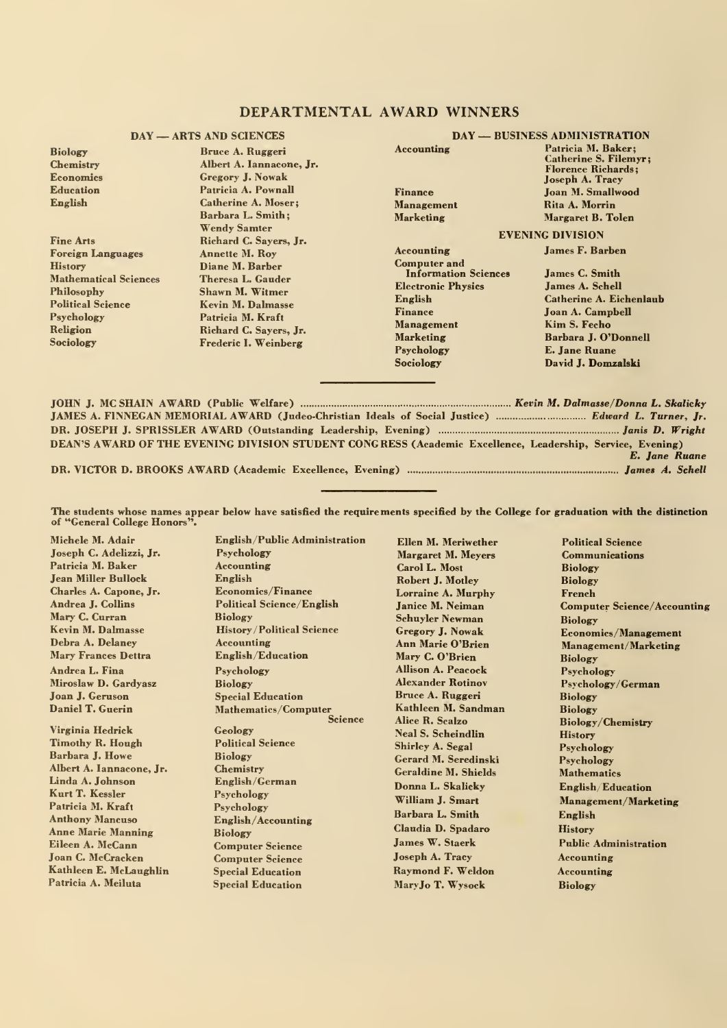# DEPARTMENTAL AWARD WINNERS

## DAY — ARTS AND SCIENCES

| | |
|---|---|
| Biology | Bruce A. Ruggeri |
| Chemistry | Albert A. Iannacone, Jr. |
| Economics | Gregory J. Nowak |
| Education | Patricia A. Pownall |
| English | Catherine A. Moser; Barbara L. Smith; Wendy Samter |
| Fine Arts | Richard C. Sayers, Jr. |
| Foreign Languages | Annette M. Roy |
| History | Diane M. Barber |
| Mathematical Sciences | Theresa L. Gauder |
| Philosophy | Shawn M. Witmer |
| Political Science | Kevin M. Dalmasse |
| Psychology | Patricia M. Kraft |
| Religion | Richard C. Sayers, Jr. |
| Sociology | Frederic I. Weinberg |

## DAY — BUSINESS ADMINISTRATION

| | |
|---|---|
| Accounting | Patricia M. Baker; Catherine S. Filemyr; Florence Richards; Joseph A. Tracy |
| Finance | Joan M. Smallwood |
| Management | Rita A. Morrin |
| Marketing | Margaret B. Tolen |

## EVENING DIVISION

| | |
|---|---|
| Accounting | James F. Barben |
| Computer and Information Sciences | James C. Smith |
| Electronic Physics | James A. Schell |
| English | Catherine A. Eichenlaub |
| Finance | Joan A. Campbell |
| Management | Kim S. Fecho |
| Marketing | Barbara J. O'Donnell |
| Psychology | E. Jane Ruane |
| Sociology | David J. Domzalski |

---

**JOHN J. MC SHAIN AWARD (Public Welfare)** ........ ***Kevin M. Dalmasse/Donna L. Skalicky***

**JAMES A. FINNEGAN MEMORIAL AWARD (Judeo-Christian Ideals of Social Justice)** ........ ***Edward L. Turner, Jr.***

**DR. JOSEPH J. SPRISSLER AWARD (Outstanding Leadership, Evening)** ........ ***Janis D. Wright***

**DEAN'S AWARD OF THE EVENING DIVISION STUDENT CONGRESS (Academic Excellence, Leadership, Service, Evening)** ***E. Jane Ruane***

**DR. VICTOR D. BROOKS AWARD (Academic Excellence, Evening)** ........ ***James A. Schell***

---

**The students whose names appear below have satisfied the requirements specified by the College for graduation with the distinction of "General College Honors".**

| | |
|---|---|
| Michele M. Adair | English/Public Administration |
| Joseph C. Adelizzi, Jr. | Psychology |
| Patricia M. Baker | Accounting |
| Jean Miller Bullock | English |
| Charles A. Capone, Jr. | Economics/Finance |
| Andrea J. Collins | Political Science/English |
| Mary C. Curran | Biology |
| Kevin M. Dalmasse | History/Political Science |
| Debra A. Delaney | Accounting |
| Mary Frances Dettra | English/Education |
| Andrea L. Fina | Psychology |
| Miroslaw D. Gardyasz | Biology |
| Joan J. Geruson | Special Education |
| Daniel T. Guerin | Mathematics/Computer Science |
| Virginia Hedrick | Geology |
| Timothy R. Hough | Political Science |
| Barbara J. Howe | Biology |
| Albert A. Iannacone, Jr. | Chemistry |
| Linda A. Johnson | English/German |
| Kurt T. Kessler | Psychology |
| Patricia M. Kraft | Psychology |
| Anthony Mancuso | English/Accounting |
| Anne Marie Manning | Biology |
| Eileen A. McCann | Computer Science |
| Joan C. McCracken | Computer Science |
| Kathleen E. McLaughlin | Special Education |
| Patricia A. Meiluta | Special Education |
| Ellen M. Meriwether | Political Science |
| Margaret M. Meyers | Communications |
| Carol L. Most | Biology |
| Robert J. Motley | Biology |
| Lorraine A. Murphy | French |
| Janice M. Neiman | Computer Science/Accounting |
| Schuyler Newman | Biology |
| Gregory J. Nowak | Economics/Management |
| Ann Marie O'Brien | Management/Marketing |
| Mary C. O'Brien | Biology |
| Allison A. Peacock | Psychology |
| Alexander Rotinov | Psychology/German |
| Bruce A. Ruggeri | Biology |
| Kathleen M. Sandman | Biology |
| Alice R. Scalzo | Biology/Chemistry |
| Neal S. Scheindlin | History |
| Shirley A. Segal | Psychology |
| Gerard M. Seredinski | Psychology |
| Geraldine M. Shields | Mathematics |
| Donna L. Skalicky | English/Education |
| William J. Smart | Management/Marketing |
| Barbara L. Smith | English |
| Claudia D. Spadaro | History |
| James W. Staerk | Public Administration |
| Joseph A. Tracy | Accounting |
| Raymond F. Weldon | Accounting |
| MaryJo T. Wysock | Biology |